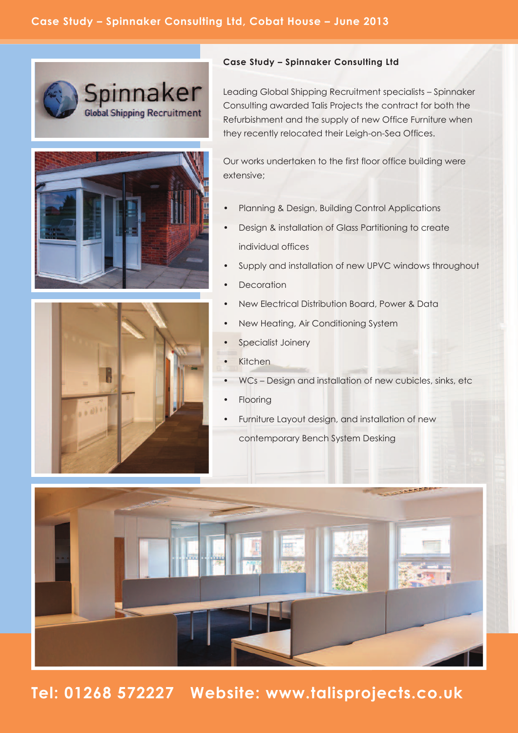# Case Study – Spinnaker Consulting Ltd, Cobat House – June 2013

## Case Study – Spinnaker Consulting Ltd

Leading Global Shipping Recruitment specialists – Spinnaker Consulting awarded Talis Projects the contract for both the Refurbishment and the supply of new Office Furniture when they recently relocated their Leigh-on-Sea Offices.

Our works undertaken to the first floor office building were extensive;

- Planning & Design, Building Control Applications
- Design & installation of Glass Partitioning to create individual offices
- Supply and installation of new UPVC windows throughout
- Decoration
- New Electrical Distribution Board, Power & Data
- New Heating, Air Conditioning System
- Specialist Joinery
- Kitchen
- WCs – Design and installation of new cubicles, sinks, etc
- Flooring
- Furniture Layout design, and installation of new contemporary Bench System Desking

**Tel: 01268 572227 Website: www.talisprojects.co.uk**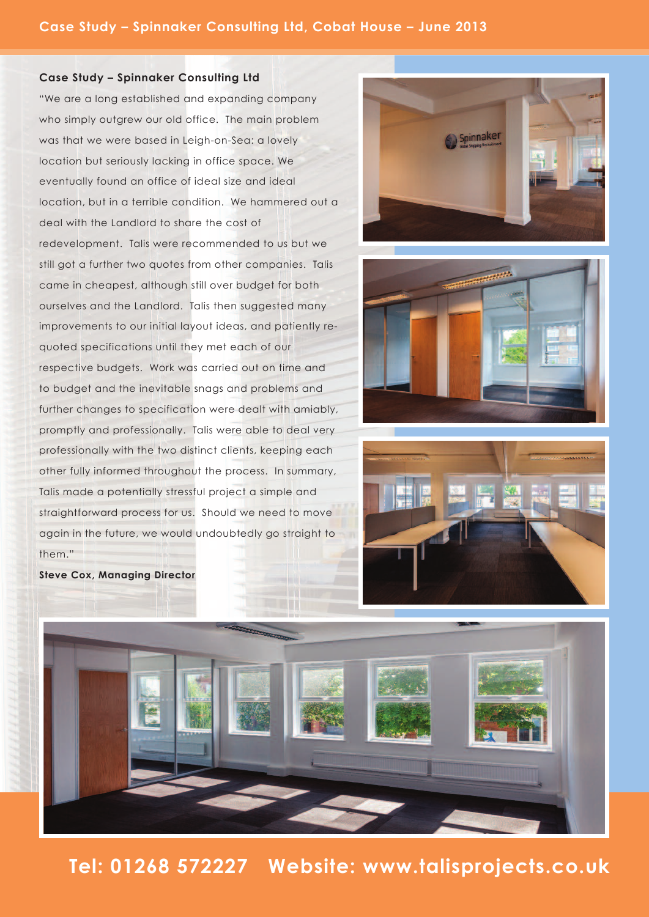# Case Study – Spinnaker Consulting Ltd, Cobat House – June 2013

## Case Study – Spinnaker Consulting Ltd

"We are a long established and expanding company who simply outgrew our old office. The main problem was that we were based in Leigh-on-Sea: a lovely location but seriously lacking in office space. We eventually found an office of ideal size and ideal location, but in a terrible condition. We hammered out a deal with the Landlord to share the cost of redevelopment. Talis were recommended to us but we still got a further two quotes from other companies. Talis came in cheapest, although still over budget for both ourselves and the Landlord. Talis then suggested many improvements to our initial layout ideas, and patiently re-quoted specifications until they met each of our respective budgets. Work was carried out on time and to budget and the inevitable snags and problems and further changes to specification were dealt with amiably, promptly and professionally. Talis were able to deal very professionally with the two distinct clients, keeping each other fully informed throughout the process. In summary, Talis made a potentially stressful project a simple and straightforward process for us. Should we need to move again in the future, we would undoubtedly go straight to them."

**Steve Cox, Managing Director**

**Tel: 01268 572227 Website: www.talisprojects.co.uk**